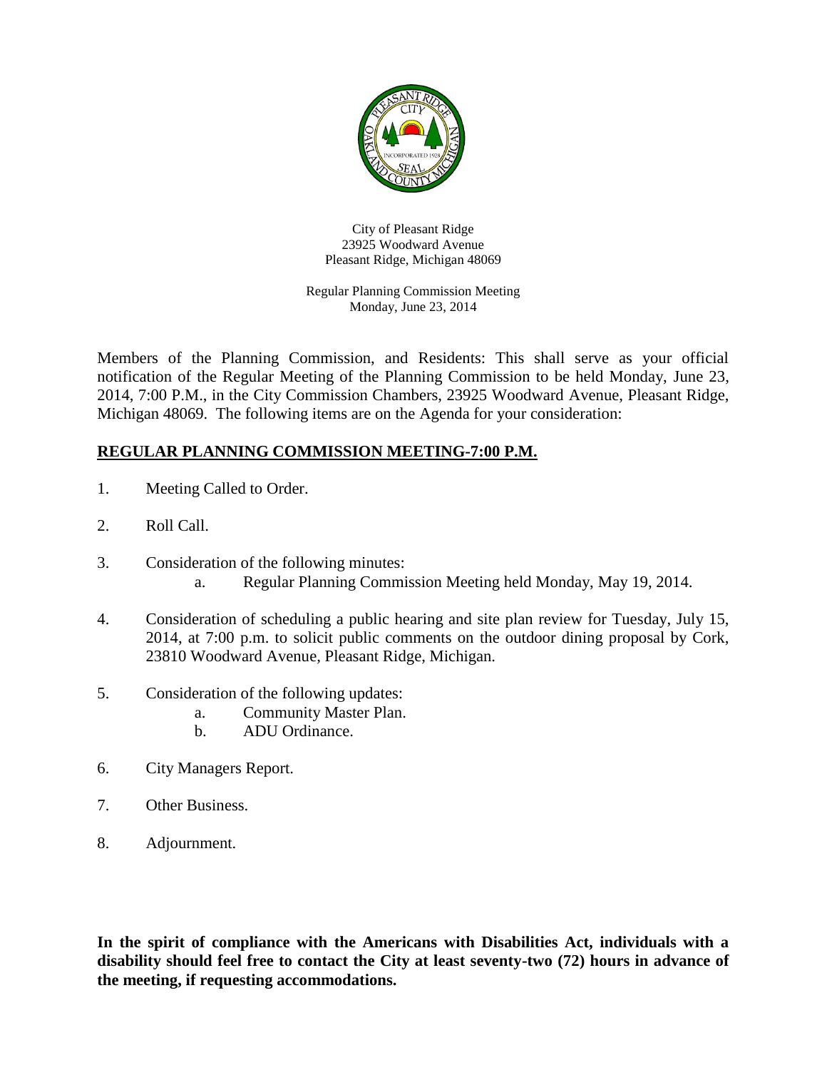City of Pleasant Ridge
23925 Woodward Avenue
Pleasant Ridge, Michigan 48069

Regular Planning Commission Meeting
Monday, June 23, 2014

Members of the Planning Commission, and Residents: This shall serve as your official notification of the Regular Meeting of the Planning Commission to be held Monday, June 23, 2014, 7:00 P.M., in the City Commission Chambers, 23925 Woodward Avenue, Pleasant Ridge, Michigan 48069. The following items are on the Agenda for your consideration:

## REGULAR PLANNING COMMISSION MEETING-7:00 P.M.

1. Meeting Called to Order.

2. Roll Call.

3. Consideration of the following minutes:
   a. Regular Planning Commission Meeting held Monday, May 19, 2014.

4. Consideration of scheduling a public hearing and site plan review for Tuesday, July 15, 2014, at 7:00 p.m. to solicit public comments on the outdoor dining proposal by Cork, 23810 Woodward Avenue, Pleasant Ridge, Michigan.

5. Consideration of the following updates:
   a. Community Master Plan.
   b. ADU Ordinance.

6. City Managers Report.

7. Other Business.

8. Adjournment.

**In the spirit of compliance with the Americans with Disabilities Act, individuals with a disability should feel free to contact the City at least seventy-two (72) hours in advance of the meeting, if requesting accommodations.**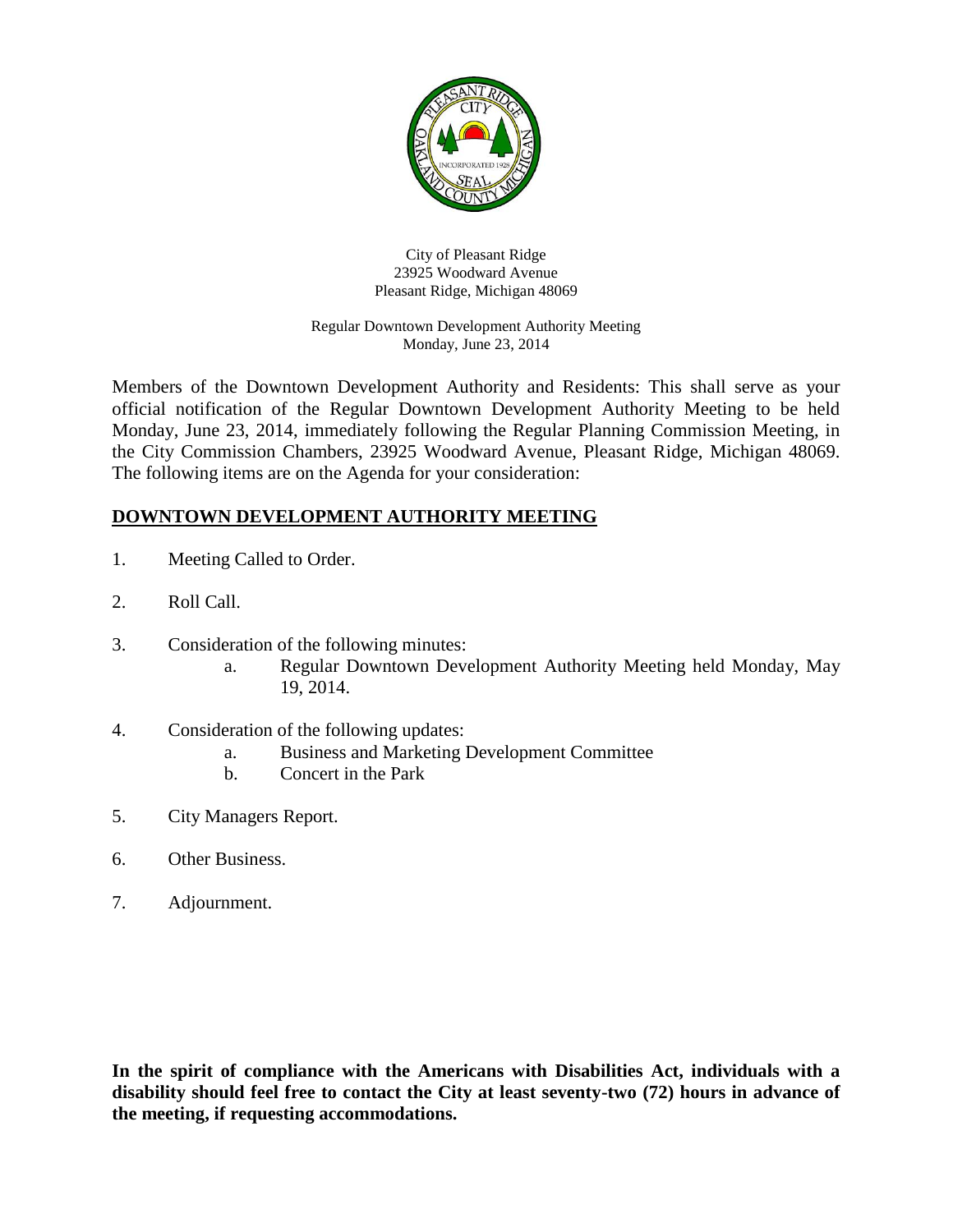City of Pleasant Ridge
23925 Woodward Avenue
Pleasant Ridge, Michigan 48069

Regular Downtown Development Authority Meeting
Monday, June 23, 2014

Members of the Downtown Development Authority and Residents: This shall serve as your official notification of the Regular Downtown Development Authority Meeting to be held Monday, June 23, 2014, immediately following the Regular Planning Commission Meeting, in the City Commission Chambers, 23925 Woodward Avenue, Pleasant Ridge, Michigan 48069. The following items are on the Agenda for your consideration:

## DOWNTOWN DEVELOPMENT AUTHORITY MEETING

1. Meeting Called to Order.
2. Roll Call.
3. Consideration of the following minutes:
   a. Regular Downtown Development Authority Meeting held Monday, May 19, 2014.
4. Consideration of the following updates:
   a. Business and Marketing Development Committee
   b. Concert in the Park
5. City Managers Report.
6. Other Business.
7. Adjournment.

**In the spirit of compliance with the Americans with Disabilities Act, individuals with a disability should feel free to contact the City at least seventy-two (72) hours in advance of the meeting, if requesting accommodations.**